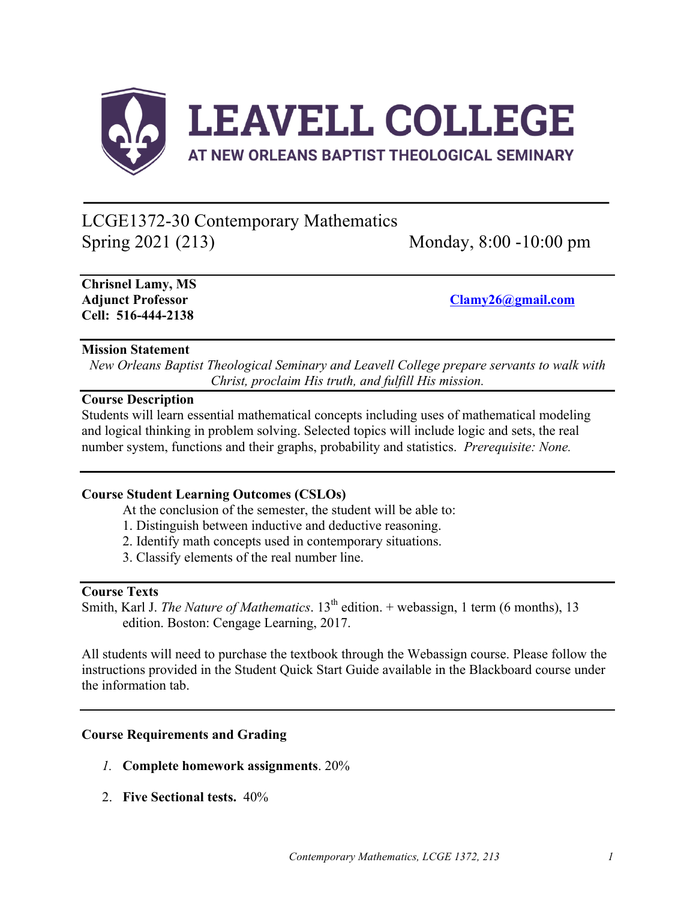# LEAVELL COLLEGE

AT NEW ORLEANS BAPTIST THEOLOGICAL SEMINARY

---

## LCGE1372-30 Contemporary Mathematics
## Spring 2021 (213) Monday, 8:00 -10:00 pm

**Chrisnel Lamy, MS**
**Adjunct Professor**
**Cell: 516-444-2138**

**Clamy26@gmail.com**

### Mission Statement

*New Orleans Baptist Theological Seminary and Leavell College prepare servants to walk with Christ, proclaim His truth, and fulfill His mission.*

### Course Description

Students will learn essential mathematical concepts including uses of mathematical modeling and logical thinking in problem solving. Selected topics will include logic and sets, the real number system, functions and their graphs, probability and statistics. *Prerequisite: None.*

### Course Student Learning Outcomes (CSLOs)

At the conclusion of the semester, the student will be able to:

1. Distinguish between inductive and deductive reasoning.
2. Identify math concepts used in contemporary situations.
3. Classify elements of the real number line.

### Course Texts

Smith, Karl J. *The Nature of Mathematics*. 13th edition. + webassign, 1 term (6 months), 13 edition. Boston: Cengage Learning, 2017.

All students will need to purchase the textbook through the Webassign course. Please follow the instructions provided in the Student Quick Start Guide available in the Blackboard course under the information tab.

### Course Requirements and Grading

1. **Complete homework assignments**. 20%
2. **Five Sectional tests.** 40%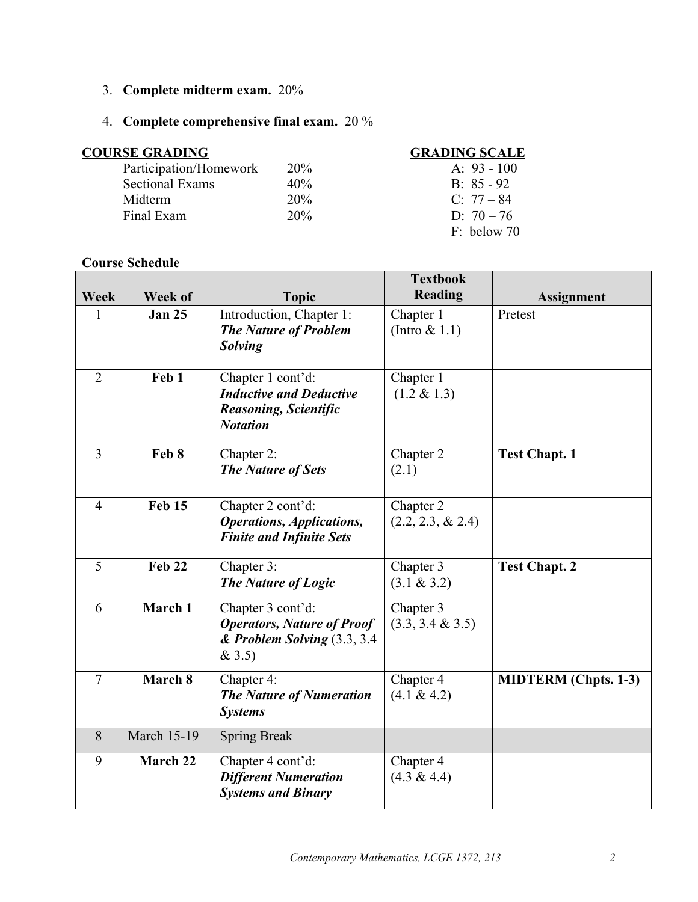3. **Complete midterm exam.** 20%

4. **Complete comprehensive final exam.** 20 %

**COURSE GRADING**

| | |
|---|---|
| Participation/Homework | 20% |
| Sectional Exams | 40% |
| Midterm | 20% |
| Final Exam | 20% |

**GRADING SCALE**

A: 93 - 100
B: 85 - 92
C: 77 – 84
D: 70 – 76
F: below 70

**Course Schedule**

| Week | Week of | Topic | Textbook Reading | Assignment |
|---|---|---|---|---|
| 1 | **Jan 25** | Introduction, Chapter 1: ***The Nature of Problem Solving*** | Chapter 1 (Intro & 1.1) | Pretest |
| 2 | **Feb 1** | Chapter 1 cont'd: ***Inductive and Deductive Reasoning, Scientific Notation*** | Chapter 1 (1.2 & 1.3) | |
| 3 | **Feb 8** | Chapter 2: ***The Nature of Sets*** | Chapter 2 (2.1) | **Test Chapt. 1** |
| 4 | **Feb 15** | Chapter 2 cont'd: ***Operations, Applications, Finite and Infinite Sets*** | Chapter 2 (2.2, 2.3, & 2.4) | |
| 5 | **Feb 22** | Chapter 3: ***The Nature of Logic*** | Chapter 3 (3.1 & 3.2) | **Test Chapt. 2** |
| 6 | **March 1** | Chapter 3 cont'd: ***Operators, Nature of Proof & Problem Solving*** (3.3, 3.4 & 3.5) | Chapter 3 (3.3, 3.4 & 3.5) | |
| 7 | **March 8** | Chapter 4: ***The Nature of Numeration Systems*** | Chapter 4 (4.1 & 4.2) | **MIDTERM (Chpts. 1-3)** |
| 8 | March 15-19 | Spring Break | | |
| 9 | **March 22** | Chapter 4 cont'd: ***Different Numeration Systems and Binary*** | Chapter 4 (4.3 & 4.4) | |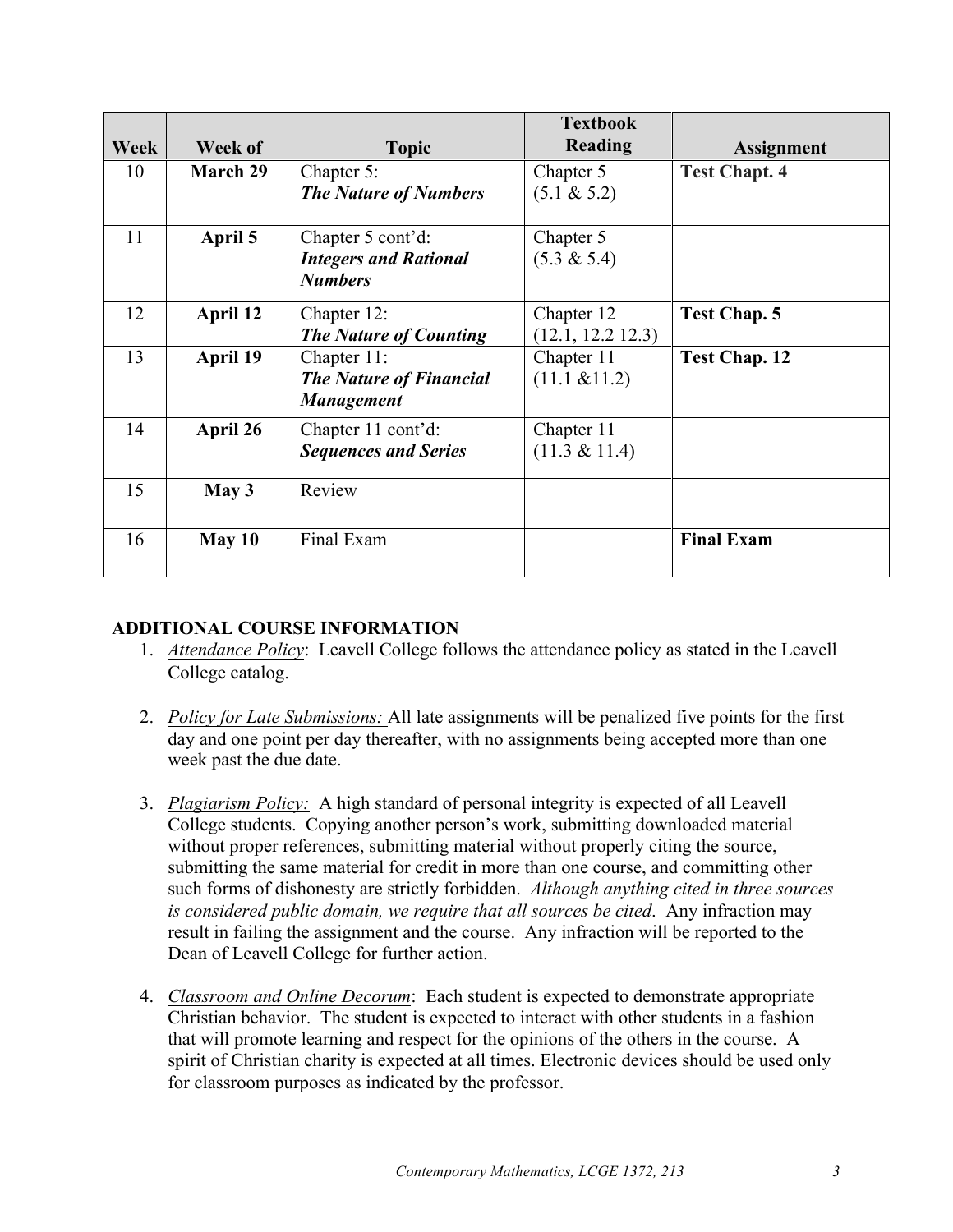| Week | Week of | Topic | Textbook Reading | Assignment |
|---|---|---|---|---|
| 10 | **March 29** | Chapter 5: ***The Nature of Numbers*** | Chapter 5 (5.1 & 5.2) | **Test Chapt. 4** |
| 11 | **April 5** | Chapter 5 cont'd: ***Integers and Rational Numbers*** | Chapter 5 (5.3 & 5.4) | |
| 12 | **April 12** | Chapter 12: ***The Nature of Counting*** | Chapter 12 (12.1, 12.2 12.3) | **Test Chap. 5** |
| 13 | **April 19** | Chapter 11: ***The Nature of Financial Management*** | Chapter 11 (11.1 &11.2) | **Test Chap. 12** |
| 14 | **April 26** | Chapter 11 cont'd: ***Sequences and Series*** | Chapter 11 (11.3 & 11.4) | |
| 15 | **May 3** | Review | | |
| 16 | **May 10** | Final Exam | | **Final Exam** |

**ADDITIONAL COURSE INFORMATION**

1. *Attendance Policy*: Leavell College follows the attendance policy as stated in the Leavell College catalog.

2. *Policy for Late Submissions:* All late assignments will be penalized five points for the first day and one point per day thereafter, with no assignments being accepted more than one week past the due date.

3. *Plagiarism Policy:* A high standard of personal integrity is expected of all Leavell College students. Copying another person's work, submitting downloaded material without proper references, submitting material without properly citing the source, submitting the same material for credit in more than one course, and committing other such forms of dishonesty are strictly forbidden. *Although anything cited in three sources is considered public domain, we require that all sources be cited*. Any infraction may result in failing the assignment and the course. Any infraction will be reported to the Dean of Leavell College for further action.

4. *Classroom and Online Decorum*: Each student is expected to demonstrate appropriate Christian behavior. The student is expected to interact with other students in a fashion that will promote learning and respect for the opinions of the others in the course. A spirit of Christian charity is expected at all times. Electronic devices should be used only for classroom purposes as indicated by the professor.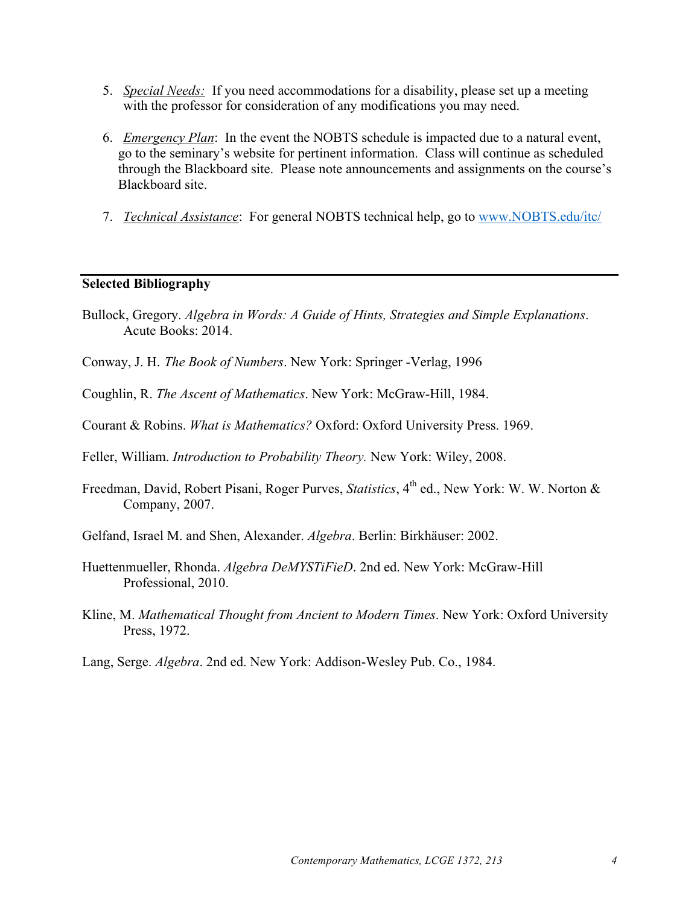5. *Special Needs:* If you need accommodations for a disability, please set up a meeting with the professor for consideration of any modifications you may need.

6. *Emergency Plan*: In the event the NOBTS schedule is impacted due to a natural event, go to the seminary's website for pertinent information. Class will continue as scheduled through the Blackboard site. Please note announcements and assignments on the course's Blackboard site.

7. *Technical Assistance*: For general NOBTS technical help, go to www.NOBTS.edu/itc/

## Selected Bibliography

Bullock, Gregory. *Algebra in Words: A Guide of Hints, Strategies and Simple Explanations*. Acute Books: 2014.

Conway, J. H. *The Book of Numbers*. New York: Springer -Verlag, 1996

Coughlin, R. *The Ascent of Mathematics*. New York: McGraw-Hill, 1984.

Courant & Robins. *What is Mathematics?* Oxford: Oxford University Press. 1969.

Feller, William. *Introduction to Probability Theory.* New York: Wiley, 2008.

Freedman, David, Robert Pisani, Roger Purves, *Statistics*, 4th ed., New York: W. W. Norton & Company, 2007.

Gelfand, Israel M. and Shen, Alexander. *Algebra*. Berlin: Birkhäuser: 2002.

Huettenmueller, Rhonda. *Algebra DeMYSTiFieD*. 2nd ed. New York: McGraw-Hill Professional, 2010.

Kline, M. *Mathematical Thought from Ancient to Modern Times*. New York: Oxford University Press, 1972.

Lang, Serge. *Algebra*. 2nd ed. New York: Addison-Wesley Pub. Co., 1984.